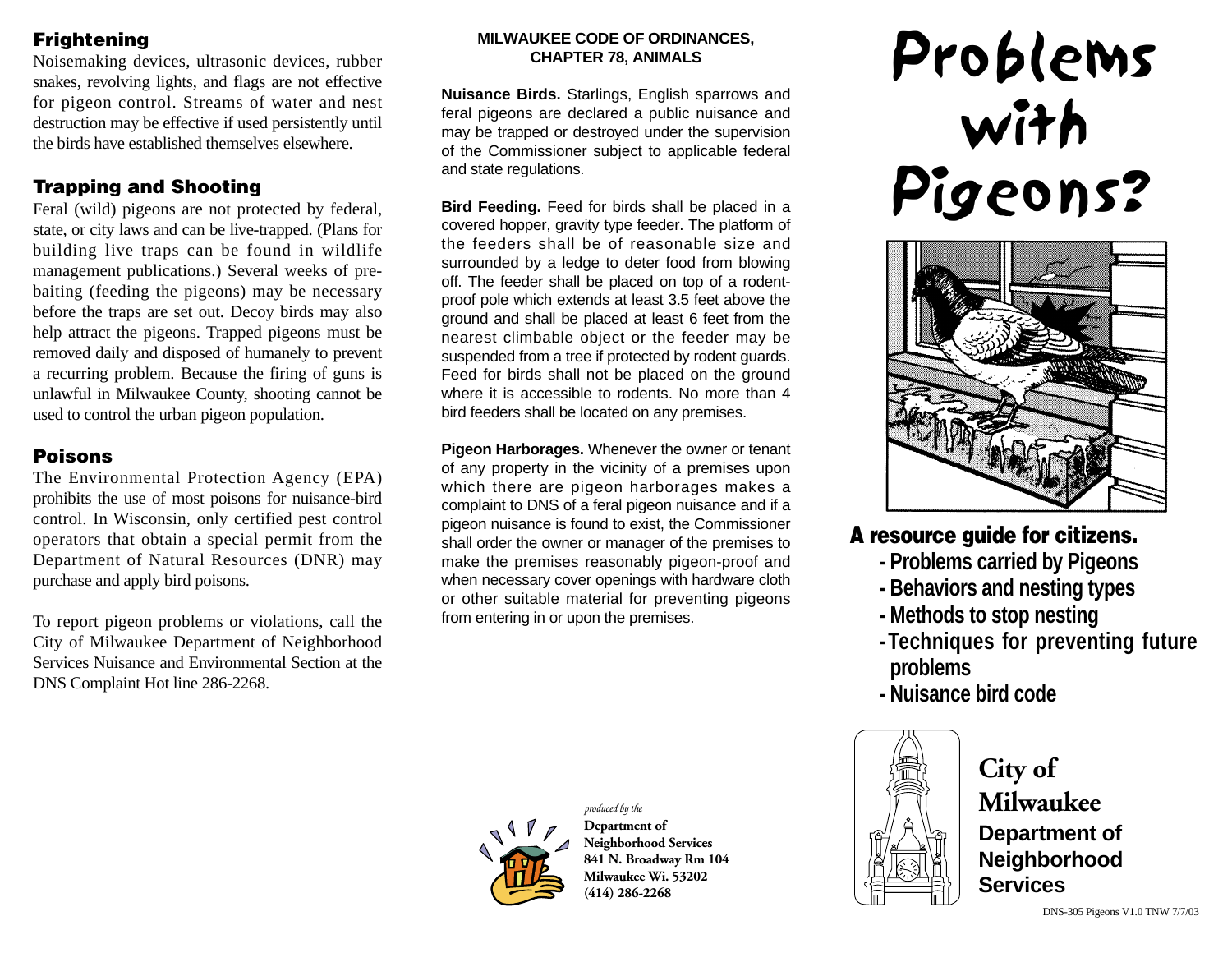## Frightening

Noisemaking devices, ultrasonic devices, rubber snakes, revolving lights, and flags are not effective for pigeon control. Streams of water and nest destruction may be effective if used persistently until the birds have established themselves elsewhere.

## Trapping and Shooting

Feral (wild) pigeons are not protected by federal, state, or city laws and can be live-trapped. (Plans for building live traps can be found in wildlife management publications.) Several weeks of pre-baiting (feeding the pigeons) may be necessary before the traps are set out. Decoy birds may also help attract the pigeons. Trapped pigeons must be removed daily and disposed of humanely to prevent a recurring problem. Because the firing of guns is unlawful in Milwaukee County, shooting cannot be used to control the urban pigeon population.

## Poisons

The Environmental Protection Agency (EPA) prohibits the use of most poisons for nuisance-bird control. In Wisconsin, only certified pest control operators that obtain a special permit from the Department of Natural Resources (DNR) may purchase and apply bird poisons.

To report pigeon problems or violations, call the City of Milwaukee Department of Neighborhood Services Nuisance and Environmental Section at the DNS Complaint Hot line 286-2268.

## MILWAUKEE CODE OF ORDINANCES, CHAPTER 78, ANIMALS

**Nuisance Birds.** Starlings, English sparrows and feral pigeons are declared a public nuisance and may be trapped or destroyed under the supervision of the Commissioner subject to applicable federal and state regulations.

**Bird Feeding.** Feed for birds shall be placed in a covered hopper, gravity type feeder. The platform of the feeders shall be of reasonable size and surrounded by a ledge to deter food from blowing off. The feeder shall be placed on top of a rodent-proof pole which extends at least 3.5 feet above the ground and shall be placed at least 6 feet from the nearest climbable object or the feeder may be suspended from a tree if protected by rodent guards. Feed for birds shall not be placed on the ground where it is accessible to rodents. No more than 4 bird feeders shall be located on any premises.

**Pigeon Harborages.** Whenever the owner or tenant of any property in the vicinity of a premises upon which there are pigeon harborages makes a complaint to DNS of a feral pigeon nuisance and if a pigeon nuisance is found to exist, the Commissioner shall order the owner or manager of the premises to make the premises reasonably pigeon-proof and when necessary cover openings with hardware cloth or other suitable material for preventing pigeons from entering in or upon the premises.

*produced by the*

**Department of Neighborhood Services**
**841 N. Broadway Rm 104**
**Milwaukee Wi. 53202**
**(414) 286-2268**

# Problems with Pigeons?

## A resource guide for citizens.

- Problems carried by Pigeons
- Behaviors and nesting types
- Methods to stop nesting
- Techniques for preventing future problems
- Nuisance bird code

**City of Milwaukee**
**Department of Neighborhood Services**

DNS-305 Pigeons V1.0 TNW 7/7/03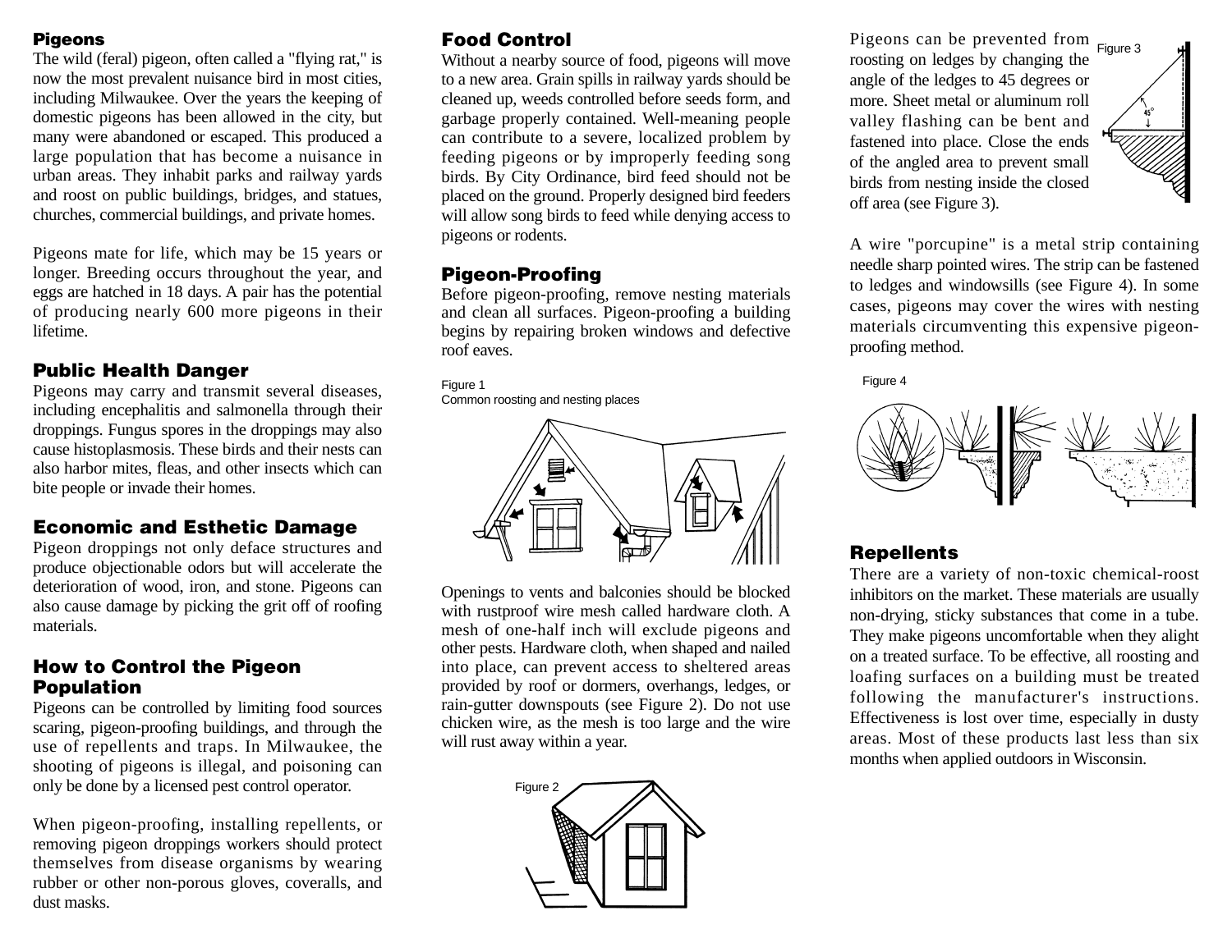## Pigeons

The wild (feral) pigeon, often called a "flying rat," is now the most prevalent nuisance bird in most cities, including Milwaukee. Over the years the keeping of domestic pigeons has been allowed in the city, but many were abandoned or escaped. This produced a large population that has become a nuisance in urban areas. They inhabit parks and railway yards and roost on public buildings, bridges, and statues, churches, commercial buildings, and private homes.

Pigeons mate for life, which may be 15 years or longer. Breeding occurs throughout the year, and eggs are hatched in 18 days. A pair has the potential of producing nearly 600 more pigeons in their lifetime.

## Public Health Danger

Pigeons may carry and transmit several diseases, including encephalitis and salmonella through their droppings. Fungus spores in the droppings may also cause histoplasmosis. These birds and their nests can also harbor mites, fleas, and other insects which can bite people or invade their homes.

## Economic and Esthetic Damage

Pigeon droppings not only deface structures and produce objectionable odors but will accelerate the deterioration of wood, iron, and stone. Pigeons can also cause damage by picking the grit off of roofing materials.

## How to Control the Pigeon Population

Pigeons can be controlled by limiting food sources scaring, pigeon-proofing buildings, and through the use of repellents and traps. In Milwaukee, the shooting of pigeons is illegal, and poisoning can only be done by a licensed pest control operator.

When pigeon-proofing, installing repellents, or removing pigeon droppings workers should protect themselves from disease organisms by wearing rubber or other non-porous gloves, coveralls, and dust masks.

## Food Control

Without a nearby source of food, pigeons will move to a new area. Grain spills in railway yards should be cleaned up, weeds controlled before seeds form, and garbage properly contained. Well-meaning people can contribute to a severe, localized problem by feeding pigeons or by improperly feeding song birds. By City Ordinance, bird feed should not be placed on the ground. Properly designed bird feeders will allow song birds to feed while denying access to pigeons or rodents.

## Pigeon-Proofing

Before pigeon-proofing, remove nesting materials and clean all surfaces. Pigeon-proofing a building begins by repairing broken windows and defective roof eaves.

Figure 1
Common roosting and nesting places

Openings to vents and balconies should be blocked with rustproof wire mesh called hardware cloth. A mesh of one-half inch will exclude pigeons and other pests. Hardware cloth, when shaped and nailed into place, can prevent access to sheltered areas provided by roof or dormers, overhangs, ledges, or rain-gutter downspouts (see Figure 2). Do not use chicken wire, as the mesh is too large and the wire will rust away within a year.

Figure 2

Pigeons can be prevented from roosting on ledges by changing the angle of the ledges to 45 degrees or more. Sheet metal or aluminum roll valley flashing can be bent and fastened into place. Close the ends of the angled area to prevent small birds from nesting inside the closed off area (see Figure 3).

Figure 3

45°

A wire "porcupine" is a metal strip containing needle sharp pointed wires. The strip can be fastened to ledges and windowsills (see Figure 4). In some cases, pigeons may cover the wires with nesting materials circumventing this expensive pigeon-proofing method.

Figure 4

## Repellents

There are a variety of non-toxic chemical-roost inhibitors on the market. These materials are usually non-drying, sticky substances that come in a tube. They make pigeons uncomfortable when they alight on a treated surface. To be effective, all roosting and loafing surfaces on a building must be treated following the manufacturer's instructions. Effectiveness is lost over time, especially in dusty areas. Most of these products last less than six months when applied outdoors in Wisconsin.